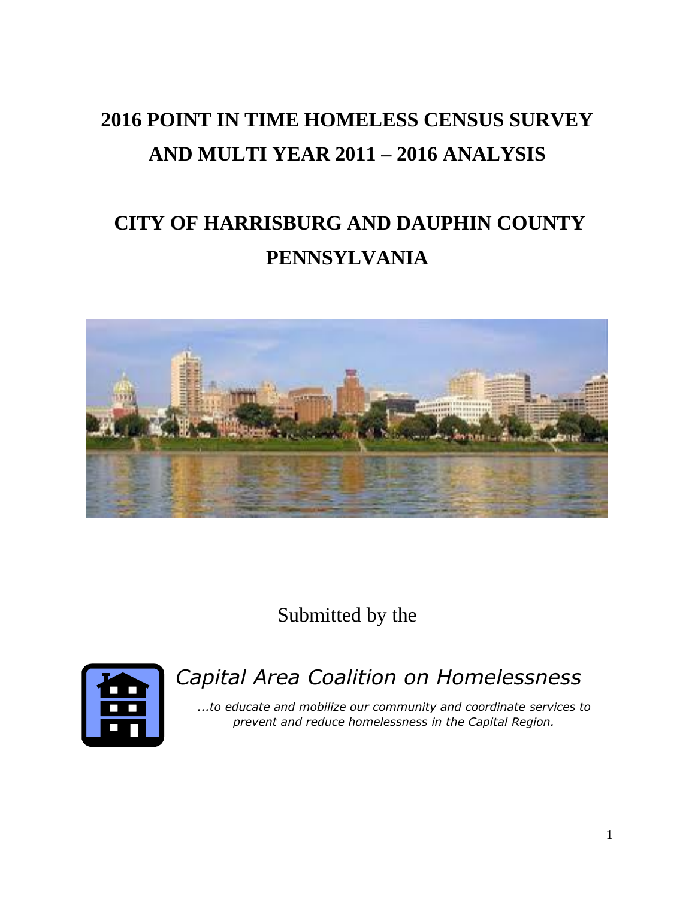# 2016 POINT IN TIME HOMELESS CENSUS SURVEY AND MULTI YEAR 2011 – 2016 ANALYSIS

# CITY OF HARRISBURG AND DAUPHIN COUNTY PENNSYLVANIA

Submitted by the

*Capital Area Coalition on Homelessness*

*...to educate and mobilize our community and coordinate services to prevent and reduce homelessness in the Capital Region.*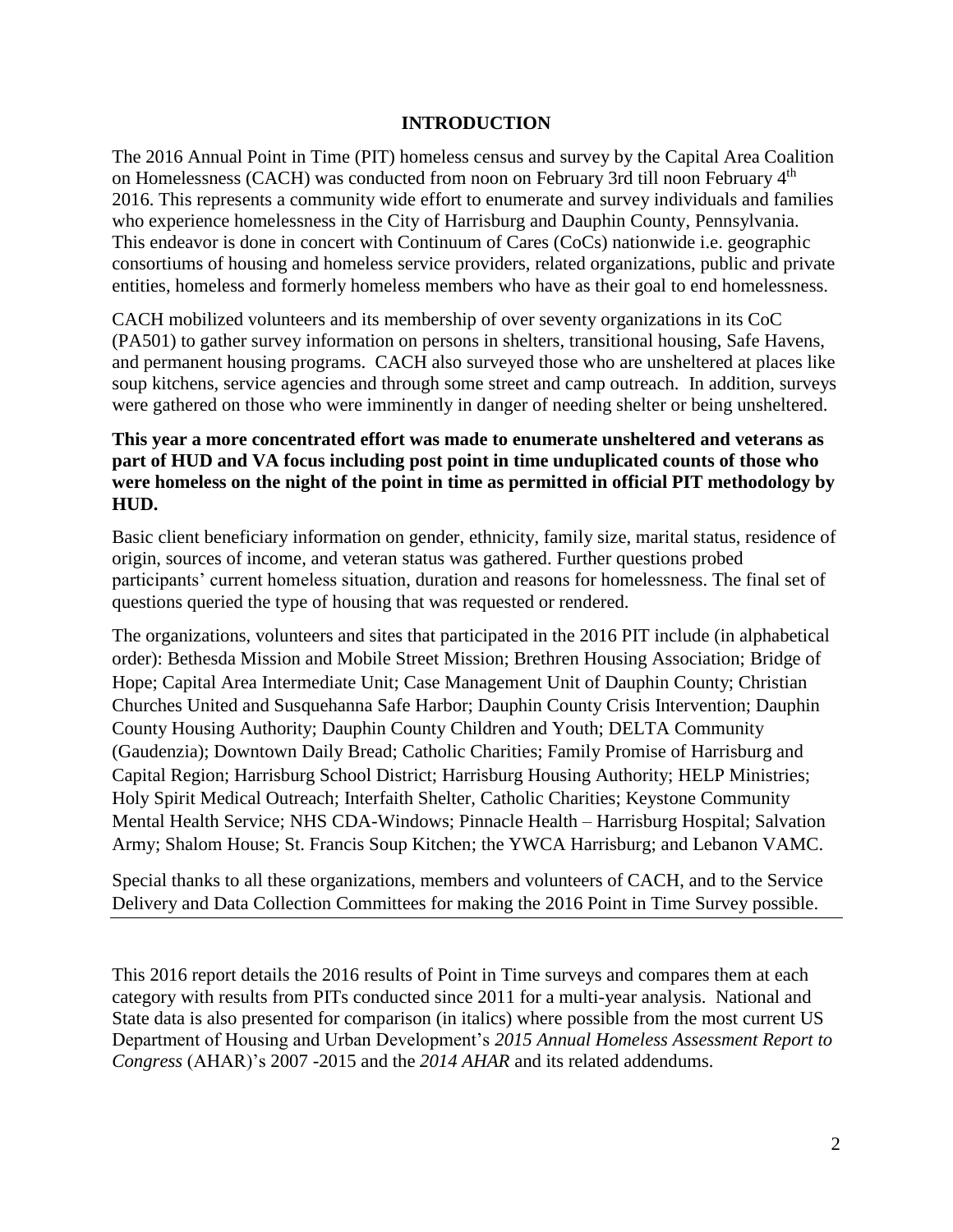## INTRODUCTION

The 2016 Annual Point in Time (PIT) homeless census and survey by the Capital Area Coalition on Homelessness (CACH) was conducted from noon on February 3rd till noon February 4th 2016. This represents a community wide effort to enumerate and survey individuals and families who experience homelessness in the City of Harrisburg and Dauphin County, Pennsylvania. This endeavor is done in concert with Continuum of Cares (CoCs) nationwide i.e. geographic consortiums of housing and homeless service providers, related organizations, public and private entities, homeless and formerly homeless members who have as their goal to end homelessness.

CACH mobilized volunteers and its membership of over seventy organizations in its CoC (PA501) to gather survey information on persons in shelters, transitional housing, Safe Havens, and permanent housing programs. CACH also surveyed those who are unsheltered at places like soup kitchens, service agencies and through some street and camp outreach. In addition, surveys were gathered on those who were imminently in danger of needing shelter or being unsheltered.

**This year a more concentrated effort was made to enumerate unsheltered and veterans as part of HUD and VA focus including post point in time unduplicated counts of those who were homeless on the night of the point in time as permitted in official PIT methodology by HUD.**

Basic client beneficiary information on gender, ethnicity, family size, marital status, residence of origin, sources of income, and veteran status was gathered. Further questions probed participants' current homeless situation, duration and reasons for homelessness. The final set of questions queried the type of housing that was requested or rendered.

The organizations, volunteers and sites that participated in the 2016 PIT include (in alphabetical order): Bethesda Mission and Mobile Street Mission; Brethren Housing Association; Bridge of Hope; Capital Area Intermediate Unit; Case Management Unit of Dauphin County; Christian Churches United and Susquehanna Safe Harbor; Dauphin County Crisis Intervention; Dauphin County Housing Authority; Dauphin County Children and Youth; DELTA Community (Gaudenzia); Downtown Daily Bread; Catholic Charities; Family Promise of Harrisburg and Capital Region; Harrisburg School District; Harrisburg Housing Authority; HELP Ministries; Holy Spirit Medical Outreach; Interfaith Shelter, Catholic Charities; Keystone Community Mental Health Service; NHS CDA-Windows; Pinnacle Health – Harrisburg Hospital; Salvation Army; Shalom House; St. Francis Soup Kitchen; the YWCA Harrisburg; and Lebanon VAMC.

Special thanks to all these organizations, members and volunteers of CACH, and to the Service Delivery and Data Collection Committees for making the 2016 Point in Time Survey possible.

---

This 2016 report details the 2016 results of Point in Time surveys and compares them at each category with results from PITs conducted since 2011 for a multi-year analysis. National and State data is also presented for comparison (in italics) where possible from the most current US Department of Housing and Urban Development's *2015 Annual Homeless Assessment Report to Congress* (AHAR)'s 2007 -2015 and the *2014 AHAR* and its related addendums.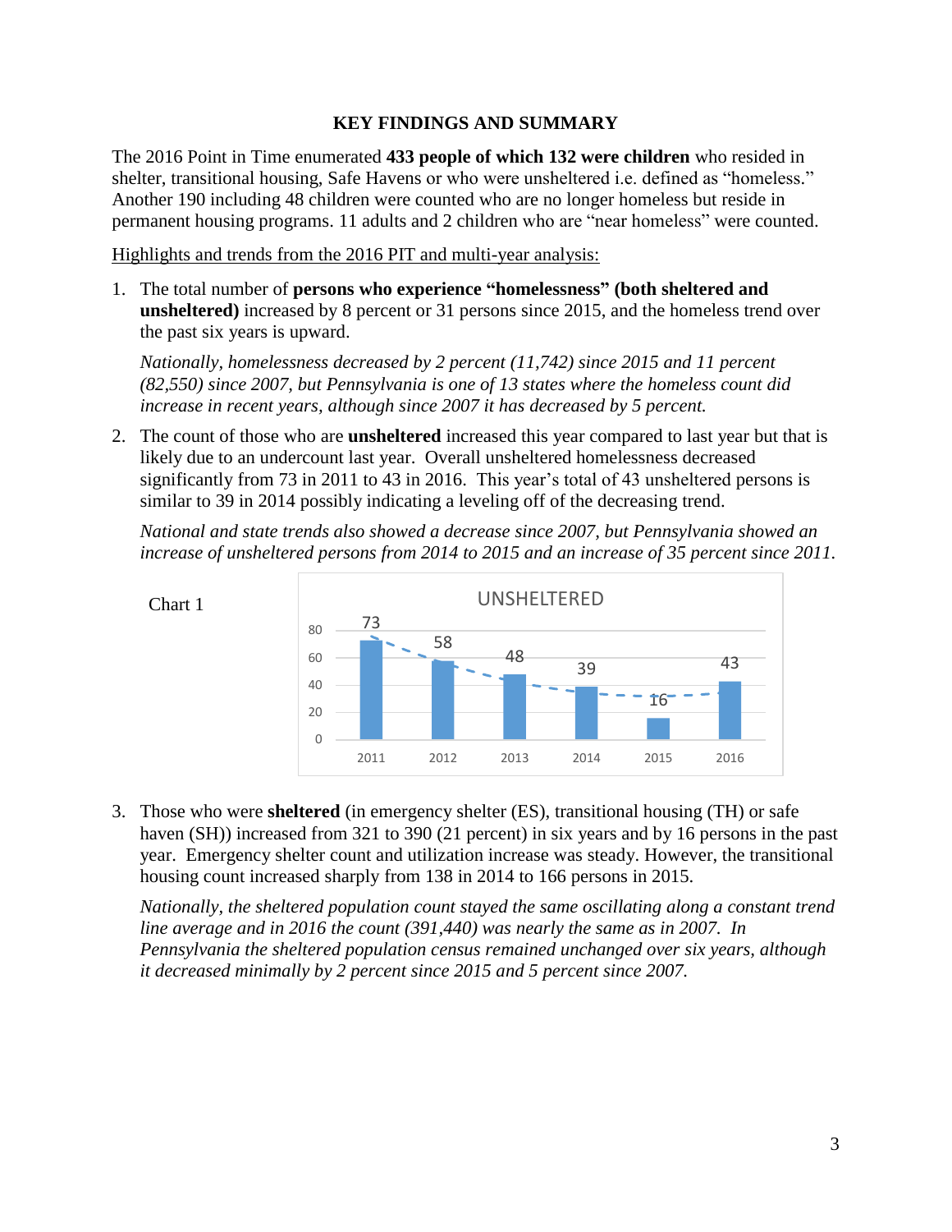## KEY FINDINGS AND SUMMARY

The 2016 Point in Time enumerated **433 people of which 132 were children** who resided in shelter, transitional housing, Safe Havens or who were unsheltered i.e. defined as "homeless." Another 190 including 48 children were counted who are no longer homeless but reside in permanent housing programs. 11 adults and 2 children who are "near homeless" were counted.

Highlights and trends from the 2016 PIT and multi-year analysis:

1. The total number of **persons who experience "homelessness" (both sheltered and unsheltered)** increased by 8 percent or 31 persons since 2015, and the homeless trend over the past six years is upward.

   *Nationally, homelessness decreased by 2 percent (11,742) since 2015 and 11 percent (82,550) since 2007, but Pennsylvania is one of 13 states where the homeless count did increase in recent years, although since 2007 it has decreased by 5 percent.*

2. The count of those who are **unsheltered** increased this year compared to last year but that is likely due to an undercount last year. Overall unsheltered homelessness decreased significantly from 73 in 2011 to 43 in 2016. This year's total of 43 unsheltered persons is similar to 39 in 2014 possibly indicating a leveling off of the decreasing trend.

   *National and state trends also showed a decrease since 2007, but Pennsylvania showed an increase of unsheltered persons from 2014 to 2015 and an increase of 35 percent since 2011.*

Chart 1

**UNSHELTERED**

| Year | Unsheltered |
|---|---|
| 2011 | 73 |
| 2012 | 58 |
| 2013 | 48 |
| 2014 | 39 |
| 2015 | 16 |
| 2016 | 43 |

3. Those who were **sheltered** (in emergency shelter (ES), transitional housing (TH) or safe haven (SH)) increased from 321 to 390 (21 percent) in six years and by 16 persons in the past year. Emergency shelter count and utilization increase was steady. However, the transitional housing count increased sharply from 138 in 2014 to 166 persons in 2015.

   *Nationally, the sheltered population count stayed the same oscillating along a constant trend line average and in 2016 the count (391,440) was nearly the same as in 2007. In Pennsylvania the sheltered population census remained unchanged over six years, although it decreased minimally by 2 percent since 2015 and 5 percent since 2007.*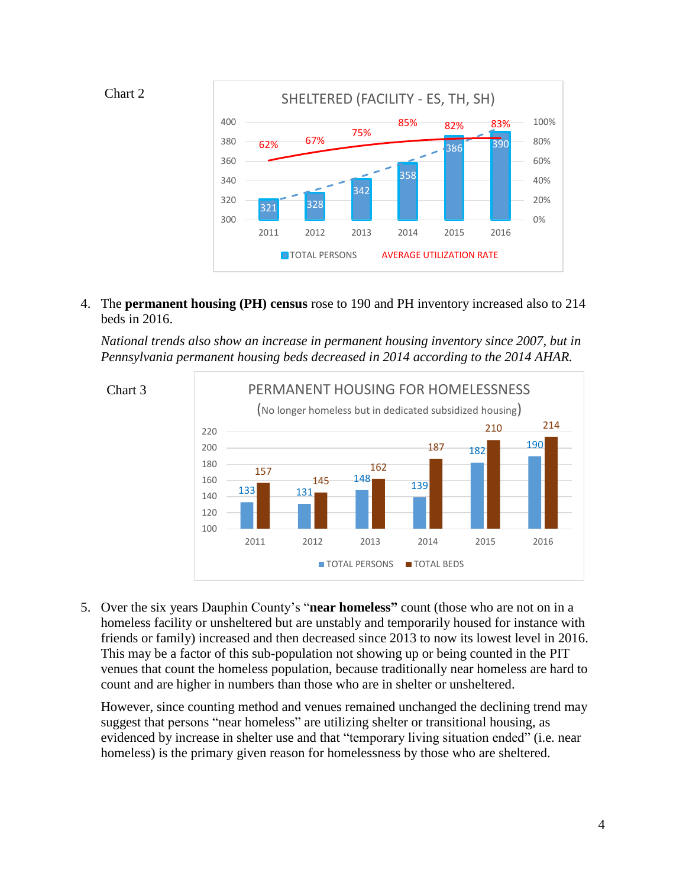Chart 2

**SHELTERED (FACILITY - ES, TH, SH)**

| Year | TOTAL PERSONS | AVERAGE UTILIZATION RATE |
|---|---|---|
| 2011 | 321 | 62% |
| 2012 | 328 | 67% |
| 2013 | 342 | 75% |
| 2014 | 358 | 85% |
| 2015 | 386 | 82% |
| 2016 | 390 | 83% |

4. The **permanent housing (PH) census** rose to 190 and PH inventory increased also to 214 beds in 2016.

   *National trends also show an increase in permanent housing inventory since 2007, but in Pennsylvania permanent housing beds decreased in 2014 according to the 2014 AHAR.*

Chart 3

**PERMANENT HOUSING FOR HOMELESSNESS**
(No longer homeless but in dedicated subsidized housing)

| Year | TOTAL PERSONS | TOTAL BEDS |
|---|---|---|
| 2011 | 133 | 157 |
| 2012 | 131 | 145 |
| 2013 | 148 | 162 |
| 2014 | 139 | 187 |
| 2015 | 182 | 210 |
| 2016 | 190 | 214 |

5. Over the six years Dauphin County's "**near homeless"** count (those who are not on in a homeless facility or unsheltered but are unstably and temporarily housed for instance with friends or family) increased and then decreased since 2013 to now its lowest level in 2016. This may be a factor of this sub-population not showing up or being counted in the PIT venues that count the homeless population, because traditionally near homeless are hard to count and are higher in numbers than those who are in shelter or unsheltered.

   However, since counting method and venues remained unchanged the declining trend may suggest that persons "near homeless" are utilizing shelter or transitional housing, as evidenced by increase in shelter use and that "temporary living situation ended" (i.e. near homeless) is the primary given reason for homelessness by those who are sheltered.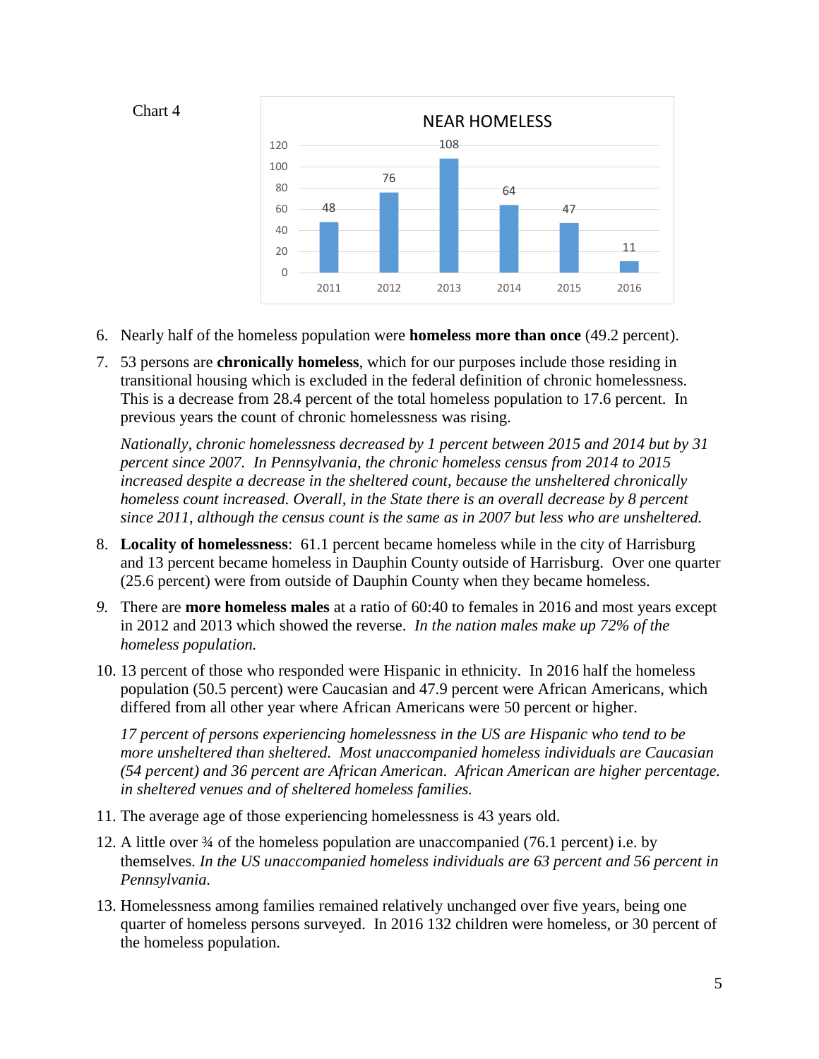Chart 4

NEAR HOMELESS

| 2011 | 2012 | 2013 | 2014 | 2015 | 2016 |
| --- | --- | --- | --- | --- | --- |
| 48 | 76 | 108 | 64 | 47 | 11 |

6. Nearly half of the homeless population were **homeless more than once** (49.2 percent).

7. 53 persons are **chronically homeless**, which for our purposes include those residing in transitional housing which is excluded in the federal definition of chronic homelessness. This is a decrease from 28.4 percent of the total homeless population to 17.6 percent. In previous years the count of chronic homelessness was rising.

   *Nationally, chronic homelessness decreased by 1 percent between 2015 and 2014 but by 31 percent since 2007. In Pennsylvania, the chronic homeless census from 2014 to 2015 increased despite a decrease in the sheltered count, because the unsheltered chronically homeless count increased. Overall, in the State there is an overall decrease by 8 percent since 2011, although the census count is the same as in 2007 but less who are unsheltered.*

8. **Locality of homelessness**: 61.1 percent became homeless while in the city of Harrisburg and 13 percent became homeless in Dauphin County outside of Harrisburg. Over one quarter (25.6 percent) were from outside of Dauphin County when they became homeless.

9. There are **more homeless males** at a ratio of 60:40 to females in 2016 and most years except in 2012 and 2013 which showed the reverse. *In the nation males make up 72% of the homeless population.*

10. 13 percent of those who responded were Hispanic in ethnicity. In 2016 half the homeless population (50.5 percent) were Caucasian and 47.9 percent were African Americans, which differed from all other year where African Americans were 50 percent or higher.

    *17 percent of persons experiencing homelessness in the US are Hispanic who tend to be more unsheltered than sheltered. Most unaccompanied homeless individuals are Caucasian (54 percent) and 36 percent are African American. African American are higher percentage. in sheltered venues and of sheltered homeless families.*

11. The average age of those experiencing homelessness is 43 years old.

12. A little over ¾ of the homeless population are unaccompanied (76.1 percent) i.e. by themselves. *In the US unaccompanied homeless individuals are 63 percent and 56 percent in Pennsylvania.*

13. Homelessness among families remained relatively unchanged over five years, being one quarter of homeless persons surveyed. In 2016 132 children were homeless, or 30 percent of the homeless population.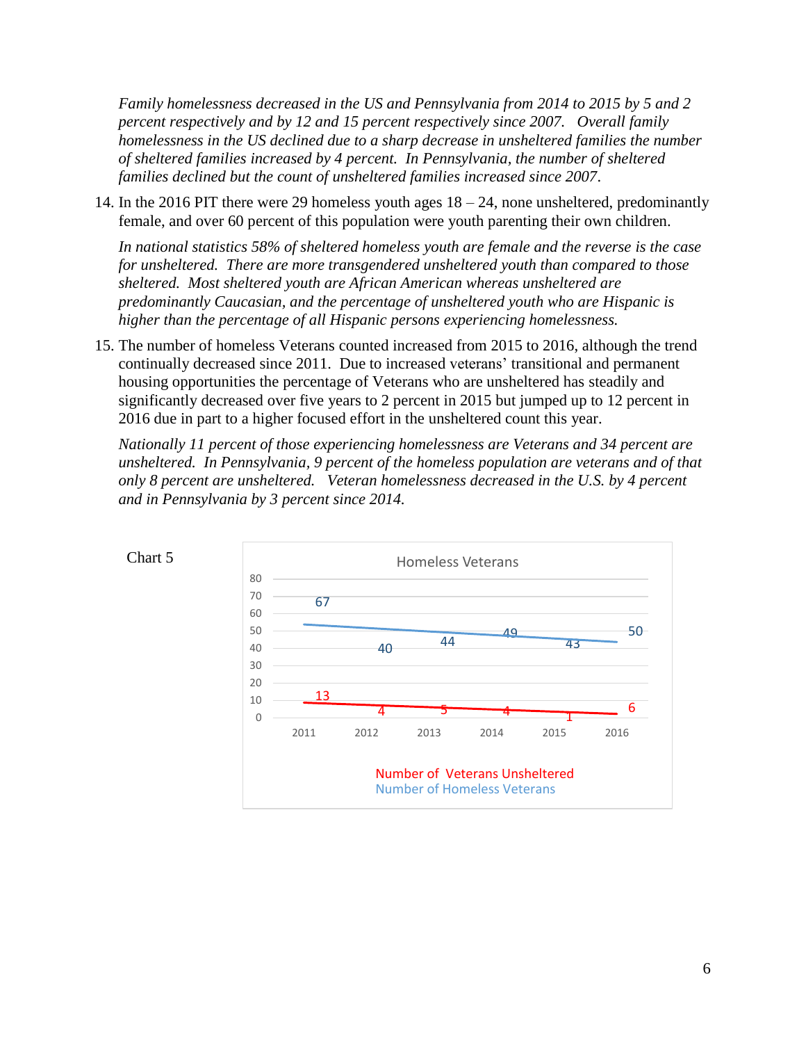*Family homelessness decreased in the US and Pennsylvania from 2014 to 2015 by 5 and 2 percent respectively and by 12 and 15 percent respectively since 2007. Overall family homelessness in the US declined due to a sharp decrease in unsheltered families the number of sheltered families increased by 4 percent. In Pennsylvania, the number of sheltered families declined but the count of unsheltered families increased since 2007.*

14. In the 2016 PIT there were 29 homeless youth ages 18 – 24, none unsheltered, predominantly female, and over 60 percent of this population were youth parenting their own children.

    *In national statistics 58% of sheltered homeless youth are female and the reverse is the case for unsheltered. There are more transgendered unsheltered youth than compared to those sheltered. Most sheltered youth are African American whereas unsheltered are predominantly Caucasian, and the percentage of unsheltered youth who are Hispanic is higher than the percentage of all Hispanic persons experiencing homelessness.*

15. The number of homeless Veterans counted increased from 2015 to 2016, although the trend continually decreased since 2011. Due to increased veterans' transitional and permanent housing opportunities the percentage of Veterans who are unsheltered has steadily and significantly decreased over five years to 2 percent in 2015 but jumped up to 12 percent in 2016 due in part to a higher focused effort in the unsheltered count this year.

    *Nationally 11 percent of those experiencing homelessness are Veterans and 34 percent are unsheltered. In Pennsylvania, 9 percent of the homeless population are veterans and of that only 8 percent are unsheltered. Veteran homelessness decreased in the U.S. by 4 percent and in Pennsylvania by 3 percent since 2014.*

Chart 5

**Homeless Veterans**

| | 2011 | 2012 | 2013 | 2014 | 2015 | 2016 |
|---|---|---|---|---|---|---|
| Number of Veterans Unsheltered | 13 | 4 | 5 | 4 | 1 | 6 |
| Number of Homeless Veterans | 67 | 40 | 44 | 49 | 43 | 50 |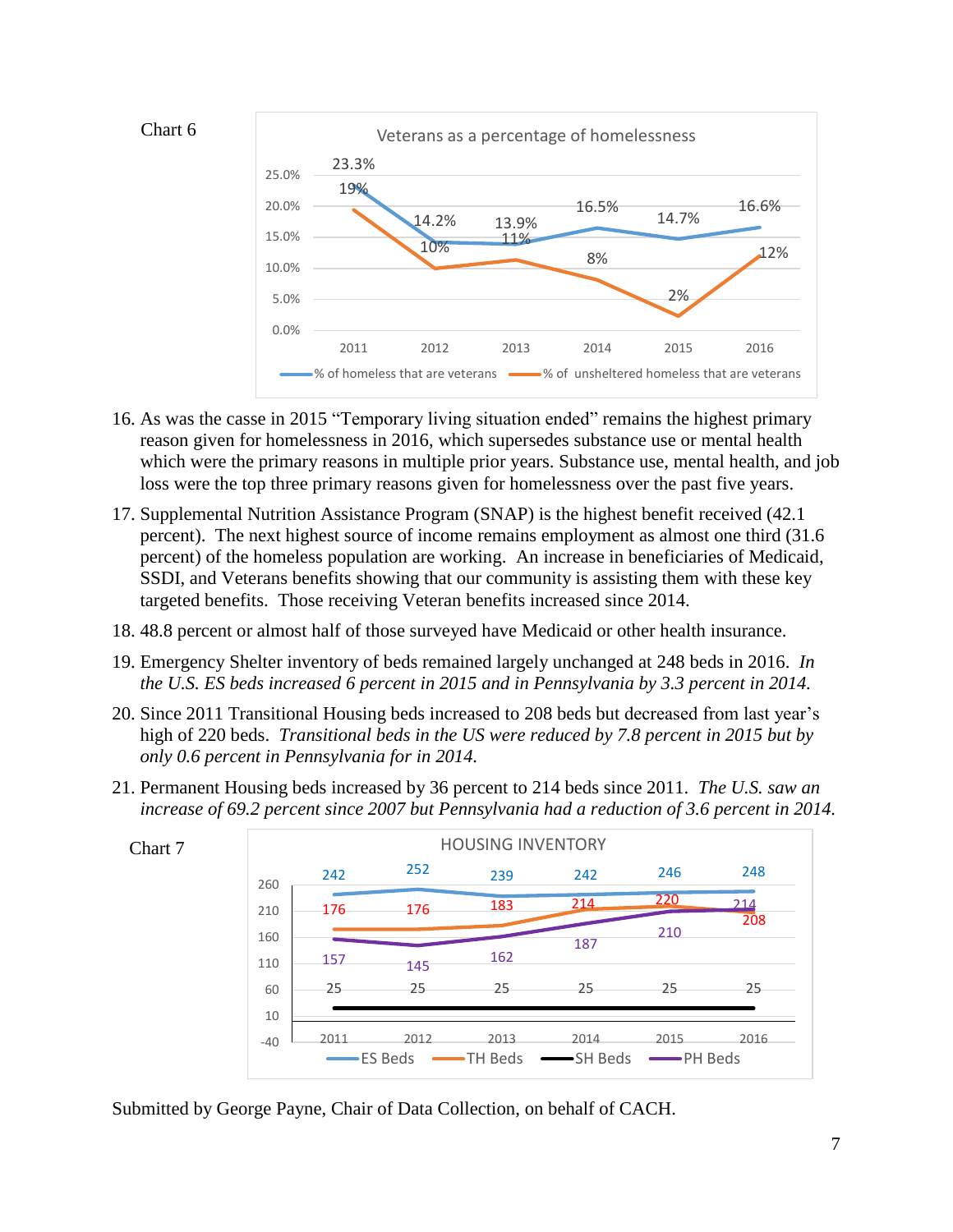Chart 6

Veterans as a percentage of homelessness

| Year | % of homeless that are veterans | % of unsheltered homeless that are veterans |
|---|---|---|
| 2011 | 23.3% | 19% |
| 2012 | 14.2% | 10% |
| 2013 | 13.9% | 11% |
| 2014 | 16.5% | 8% |
| 2015 | 14.7% | 2% |
| 2016 | 16.6% | 12% |

16. As was the casse in 2015 "Temporary living situation ended" remains the highest primary reason given for homelessness in 2016, which supersedes substance use or mental health which were the primary reasons in multiple prior years. Substance use, mental health, and job loss were the top three primary reasons given for homelessness over the past five years.
17. Supplemental Nutrition Assistance Program (SNAP) is the highest benefit received (42.1 percent). The next highest source of income remains employment as almost one third (31.6 percent) of the homeless population are working. An increase in beneficiaries of Medicaid, SSDI, and Veterans benefits showing that our community is assisting them with these key targeted benefits. Those receiving Veteran benefits increased since 2014.
18. 48.8 percent or almost half of those surveyed have Medicaid or other health insurance.
19. Emergency Shelter inventory of beds remained largely unchanged at 248 beds in 2016. *In the U.S. ES beds increased 6 percent in 2015 and in Pennsylvania by 3.3 percent in 2014.*
20. Since 2011 Transitional Housing beds increased to 208 beds but decreased from last year's high of 220 beds. *Transitional beds in the US were reduced by 7.8 percent in 2015 but by only 0.6 percent in Pennsylvania for in 2014.*
21. Permanent Housing beds increased by 36 percent to 214 beds since 2011. *The U.S. saw an increase of 69.2 percent since 2007 but Pennsylvania had a reduction of 3.6 percent in 2014.*

Chart 7

HOUSING INVENTORY

| Year | ES Beds | TH Beds | SH Beds | PH Beds |
|---|---|---|---|---|
| 2011 | 242 | 176 | 25 | 157 |
| 2012 | 252 | 176 | 25 | 145 |
| 2013 | 239 | 183 | 25 | 162 |
| 2014 | 242 | 214 | 25 | 187 |
| 2015 | 246 | 220 | 25 | 210 |
| 2016 | 248 | 208 | 25 | 214 |

Submitted by George Payne, Chair of Data Collection, on behalf of CACH.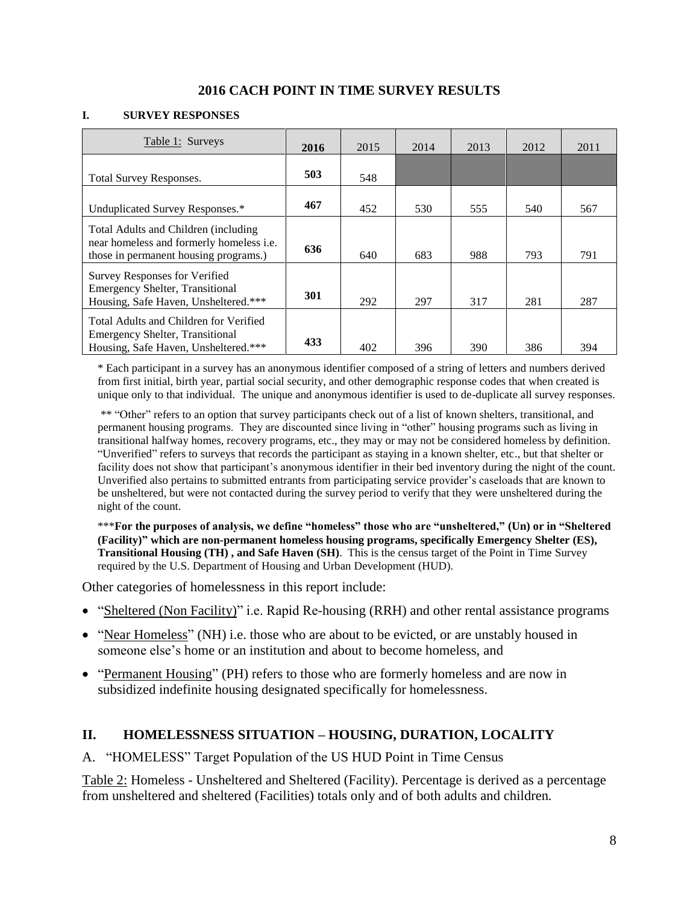# 2016 CACH POINT IN TIME SURVEY RESULTS

## I. SURVEY RESPONSES

| Table 1: Surveys | 2016 | 2015 | 2014 | 2013 | 2012 | 2011 |
|---|---|---|---|---|---|---|
| Total Survey Responses. | **503** | 548 | | | | |
| Unduplicated Survey Responses.* | **467** | 452 | 530 | 555 | 540 | 567 |
| Total Adults and Children (including near homeless and formerly homeless i.e. those in permanent housing programs.) | **636** | 640 | 683 | 988 | 793 | 791 |
| Survey Responses for Verified Emergency Shelter, Transitional Housing, Safe Haven, Unsheltered.*** | **301** | 292 | 297 | 317 | 281 | 287 |
| Total Adults and Children for Verified Emergency Shelter, Transitional Housing, Safe Haven, Unsheltered.*** | **433** | 402 | 396 | 390 | 386 | 394 |

* Each participant in a survey has an anonymous identifier composed of a string of letters and numbers derived from first initial, birth year, partial social security, and other demographic response codes that when created is unique only to that individual. The unique and anonymous identifier is used to de-duplicate all survey responses.

** "Other" refers to an option that survey participants check out of a list of known shelters, transitional, and permanent housing programs. They are discounted since living in "other" housing programs such as living in transitional halfway homes, recovery programs, etc., they may or may not be considered homeless by definition. "Unverified" refers to surveys that records the participant as staying in a known shelter, etc., but that shelter or facility does not show that participant's anonymous identifier in their bed inventory during the night of the count. Unverified also pertains to submitted entrants from participating service provider's caseloads that are known to be unsheltered, but were not contacted during the survey period to verify that they were unsheltered during the night of the count.

***For the purposes of analysis, we define "homeless" those who are "unsheltered," (Un) or in "Sheltered (Facility)" which are non-permanent homeless housing programs, specifically Emergency Shelter (ES), Transitional Housing (TH) , and Safe Haven (SH).** This is the census target of the Point in Time Survey required by the U.S. Department of Housing and Urban Development (HUD).

Other categories of homelessness in this report include:

- "Sheltered (Non Facility)" i.e. Rapid Re-housing (RRH) and other rental assistance programs
- "Near Homeless" (NH) i.e. those who are about to be evicted, or are unstably housed in someone else's home or an institution and about to become homeless, and
- "Permanent Housing" (PH) refers to those who are formerly homeless and are now in subsidized indefinite housing designated specifically for homelessness.

## II. HOMELESSNESS SITUATION – HOUSING, DURATION, LOCALITY

A. "HOMELESS" Target Population of the US HUD Point in Time Census

Table 2: Homeless - Unsheltered and Sheltered (Facility). Percentage is derived as a percentage from unsheltered and sheltered (Facilities) totals only and of both adults and children.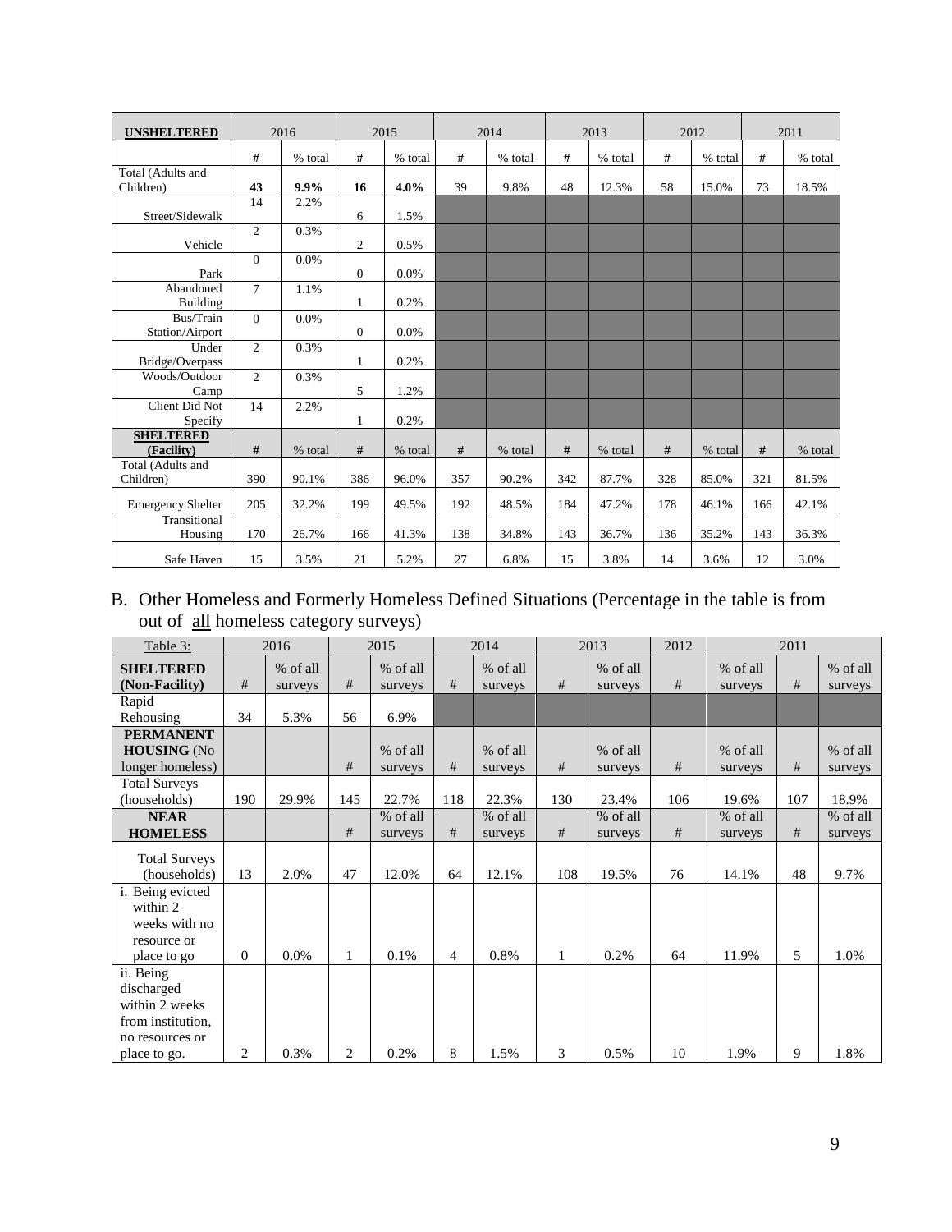| UNSHELTERED | 2016 | | 2015 | | 2014 | | 2013 | | 2012 | | 2011 | |
|---|---|---|---|---|---|---|---|---|---|---|---|---|
| | # | % total | # | % total | # | % total | # | % total | # | % total | # | % total |
| Total (Adults and Children) | **43** | **9.9%** | **16** | **4.0%** | 39 | 9.8% | 48 | 12.3% | 58 | 15.0% | 73 | 18.5% |
| Street/Sidewalk | 14 | 2.2% | 6 | 1.5% | | | | | | | | |
| Vehicle | 2 | 0.3% | 2 | 0.5% | | | | | | | | |
| Park | 0 | 0.0% | 0 | 0.0% | | | | | | | | |
| Abandoned Building | 7 | 1.1% | 1 | 0.2% | | | | | | | | |
| Bus/Train Station/Airport | 0 | 0.0% | 0 | 0.0% | | | | | | | | |
| Under Bridge/Overpass | 2 | 0.3% | 1 | 0.2% | | | | | | | | |
| Woods/Outdoor Camp | 2 | 0.3% | 5 | 1.2% | | | | | | | | |
| Client Did Not Specify | 14 | 2.2% | 1 | 0.2% | | | | | | | | |
| **SHELTERED (Facility)** | # | % total | # | % total | # | % total | # | % total | # | % total | # | % total |
| Total (Adults and Children) | 390 | 90.1% | 386 | 96.0% | 357 | 90.2% | 342 | 87.7% | 328 | 85.0% | 321 | 81.5% |
| Emergency Shelter | 205 | 32.2% | 199 | 49.5% | 192 | 48.5% | 184 | 47.2% | 178 | 46.1% | 166 | 42.1% |
| Transitional Housing | 170 | 26.7% | 166 | 41.3% | 138 | 34.8% | 143 | 36.7% | 136 | 35.2% | 143 | 36.3% |
| Safe Haven | 15 | 3.5% | 21 | 5.2% | 27 | 6.8% | 15 | 3.8% | 14 | 3.6% | 12 | 3.0% |

B. Other Homeless and Formerly Homeless Defined Situations (Percentage in the table is from out of all homeless category surveys)

| Table 3: | 2016 | | 2015 | | 2014 | | 2013 | | 2012 | | 2011 | |
|---|---|---|---|---|---|---|---|---|---|---|---|---|
| **SHELTERED (Non-Facility)** | # | % of all surveys | # | % of all surveys | # | % of all surveys | # | % of all surveys | # | % of all surveys | # | % of all surveys |
| Rapid Rehousing | 34 | 5.3% | 56 | 6.9% | | | | | | | | |
| **PERMANENT HOUSING** (No longer homeless) | | | # | % of all surveys | # | % of all surveys | # | % of all surveys | # | % of all surveys | # | % of all surveys |
| Total Surveys (households) | 190 | 29.9% | 145 | 22.7% | 118 | 22.3% | 130 | 23.4% | 106 | 19.6% | 107 | 18.9% |
| **NEAR HOMELESS** | | | # | % of all surveys | # | % of all surveys | # | % of all surveys | # | % of all surveys | # | % of all surveys |
| Total Surveys (households) | 13 | 2.0% | 47 | 12.0% | 64 | 12.1% | 108 | 19.5% | 76 | 14.1% | 48 | 9.7% |
| i. Being evicted within 2 weeks with no resource or place to go | 0 | 0.0% | 1 | 0.1% | 4 | 0.8% | 1 | 0.2% | 64 | 11.9% | 5 | 1.0% |
| ii. Being discharged within 2 weeks from institution, no resources or place to go. | 2 | 0.3% | 2 | 0.2% | 8 | 1.5% | 3 | 0.5% | 10 | 1.9% | 9 | 1.8% |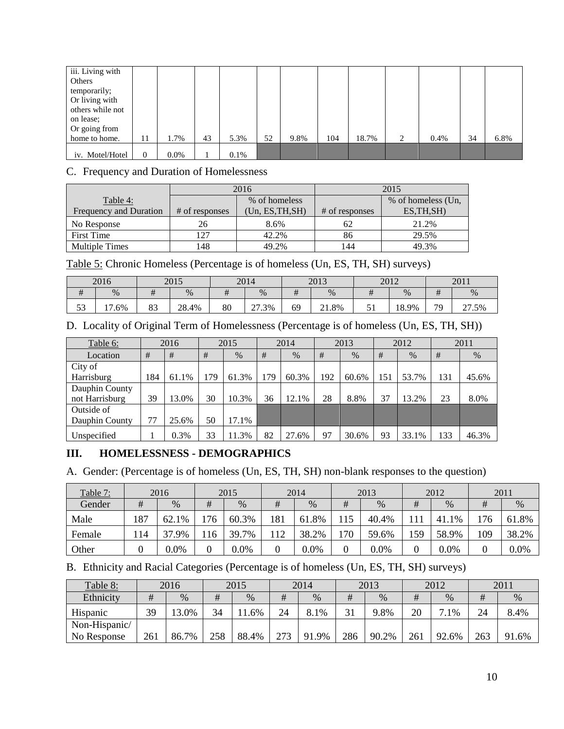| | | | | | | | | | | | | |
|---|---|---|---|---|---|---|---|---|---|---|---|---|
| iii. Living with Others temporarily; Or living with others while not on lease; Or going from home to home. | 11 | 1.7% | 43 | 5.3% | 52 | 9.8% | 104 | 18.7% | 2 | 0.4% | 34 | 6.8% |
| iv. Motel/Hotel | 0 | 0.0% | 1 | 0.1% | | | | | | | | |

C. Frequency and Duration of Homelessness

| Table 4: Frequency and Duration | 2016 # of responses | 2016 % of homeless (Un, ES,TH,SH) | 2015 # of responses | 2015 % of homeless (Un, ES,TH,SH) |
|---|---|---|---|---|
| No Response | 26 | 8.6% | 62 | 21.2% |
| First Time | 127 | 42.2% | 86 | 29.5% |
| Multiple Times | 148 | 49.2% | 144 | 49.3% |

Table 5: Chronic Homeless (Percentage is of homeless (Un, ES, TH, SH) surveys)

| 2016 | | 2015 | | 2014 | | 2013 | | 2012 | | 2011 | |
|---|---|---|---|---|---|---|---|---|---|---|---|
| # | % | # | % | # | % | # | % | # | % | # | % |
| 53 | 17.6% | 83 | 28.4% | 80 | 27.3% | 69 | 21.8% | 51 | 18.9% | 79 | 27.5% |

D. Locality of Original Term of Homelessness (Percentage is of homeless (Un, ES, TH, SH))

| Table 6: | 2016 | | 2015 | | 2014 | | 2013 | | 2012 | | 2011 | |
|---|---|---|---|---|---|---|---|---|---|---|---|---|
| Location | # | # | # | % | # | % | # | % | # | % | # | % |
| City of Harrisburg | 184 | 61.1% | 179 | 61.3% | 179 | 60.3% | 192 | 60.6% | 151 | 53.7% | 131 | 45.6% |
| Dauphin County not Harrisburg | 39 | 13.0% | 30 | 10.3% | 36 | 12.1% | 28 | 8.8% | 37 | 13.2% | 23 | 8.0% |
| Outside of Dauphin County | 77 | 25.6% | 50 | 17.1% | | | | | | | | |
| Unspecified | 1 | 0.3% | 33 | 11.3% | 82 | 27.6% | 97 | 30.6% | 93 | 33.1% | 133 | 46.3% |

## III. HOMELESSNESS - DEMOGRAPHICS

A. Gender: (Percentage is of homeless (Un, ES, TH, SH) non-blank responses to the question)

| Table 7: | 2016 | | 2015 | | 2014 | | 2013 | | 2012 | | 2011 | |
|---|---|---|---|---|---|---|---|---|---|---|---|---|
| Gender | # | % | # | % | # | % | # | % | # | % | # | % |
| Male | 187 | 62.1% | 176 | 60.3% | 181 | 61.8% | 115 | 40.4% | 111 | 41.1% | 176 | 61.8% |
| Female | 114 | 37.9% | 116 | 39.7% | 112 | 38.2% | 170 | 59.6% | 159 | 58.9% | 109 | 38.2% |
| Other | 0 | 0.0% | 0 | 0.0% | 0 | 0.0% | 0 | 0.0% | 0 | 0.0% | 0 | 0.0% |

B. Ethnicity and Racial Categories (Percentage is of homeless (Un, ES, TH, SH) surveys)

| Table 8: | 2016 | | 2015 | | 2014 | | 2013 | | 2012 | | 2011 | |
|---|---|---|---|---|---|---|---|---|---|---|---|---|
| Ethnicity | # | % | # | % | # | % | # | % | # | % | # | % |
| Hispanic | 39 | 13.0% | 34 | 11.6% | 24 | 8.1% | 31 | 9.8% | 20 | 7.1% | 24 | 8.4% |
| Non-Hispanic/ No Response | 261 | 86.7% | 258 | 88.4% | 273 | 91.9% | 286 | 90.2% | 261 | 92.6% | 263 | 91.6% |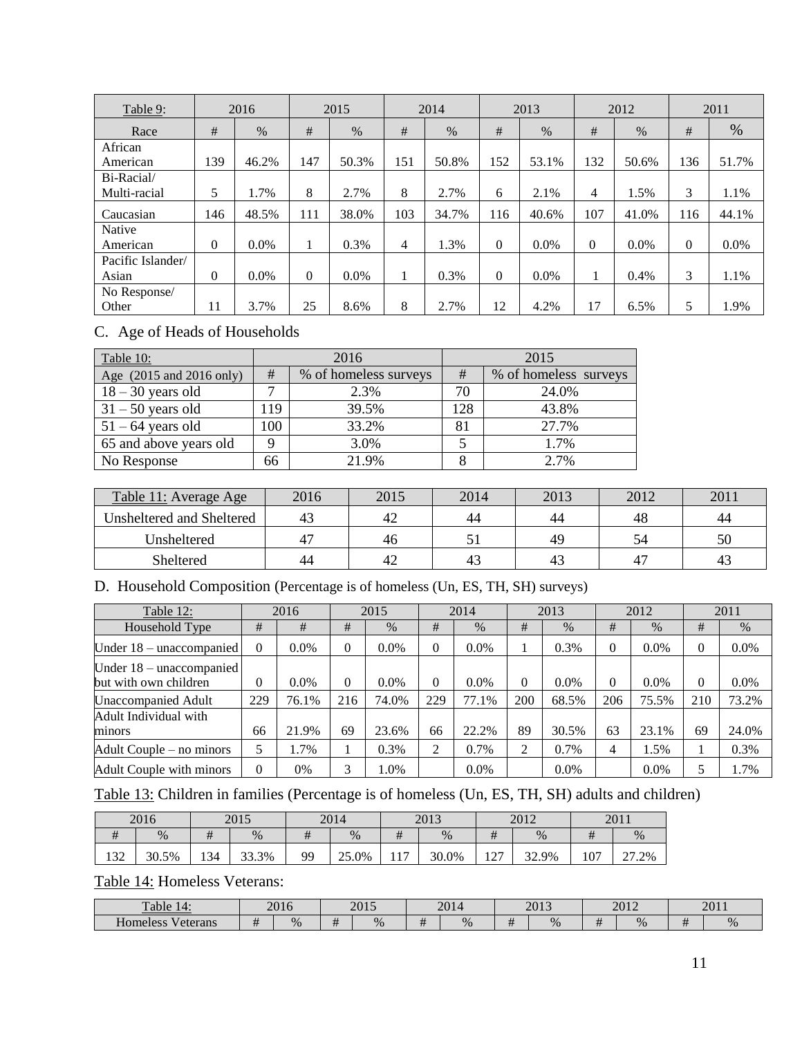| Table 9: | 2016 | | 2015 | | 2014 | | 2013 | | 2012 | | 2011 | |
|---|---|---|---|---|---|---|---|---|---|---|---|---|
| Race | # | % | # | % | # | % | # | % | # | % | # | % |
| African American | 139 | 46.2% | 147 | 50.3% | 151 | 50.8% | 152 | 53.1% | 132 | 50.6% | 136 | 51.7% |
| Bi-Racial/ Multi-racial | 5 | 1.7% | 8 | 2.7% | 8 | 2.7% | 6 | 2.1% | 4 | 1.5% | 3 | 1.1% |
| Caucasian | 146 | 48.5% | 111 | 38.0% | 103 | 34.7% | 116 | 40.6% | 107 | 41.0% | 116 | 44.1% |
| Native American | 0 | 0.0% | 1 | 0.3% | 4 | 1.3% | 0 | 0.0% | 0 | 0.0% | 0 | 0.0% |
| Pacific Islander/ Asian | 0 | 0.0% | 0 | 0.0% | 1 | 0.3% | 0 | 0.0% | 1 | 0.4% | 3 | 1.1% |
| No Response/ Other | 11 | 3.7% | 25 | 8.6% | 8 | 2.7% | 12 | 4.2% | 17 | 6.5% | 5 | 1.9% |

## C. Age of Heads of Households

| Table 10: | 2016 | | 2015 | |
|---|---|---|---|---|
| Age (2015 and 2016 only) | # | % of homeless surveys | # | % of homeless surveys |
| 18 – 30 years old | 7 | 2.3% | 70 | 24.0% |
| 31 – 50 years old | 119 | 39.5% | 128 | 43.8% |
| 51 – 64 years old | 100 | 33.2% | 81 | 27.7% |
| 65 and above years old | 9 | 3.0% | 5 | 1.7% |
| No Response | 66 | 21.9% | 8 | 2.7% |

| Table 11: Average Age | 2016 | 2015 | 2014 | 2013 | 2012 | 2011 |
|---|---|---|---|---|---|---|
| Unsheltered and Sheltered | 43 | 42 | 44 | 44 | 48 | 44 |
| Unsheltered | 47 | 46 | 51 | 49 | 54 | 50 |
| Sheltered | 44 | 42 | 43 | 43 | 47 | 43 |

## D. Household Composition (Percentage is of homeless (Un, ES, TH, SH) surveys)

| Table 12: | 2016 | | 2015 | | 2014 | | 2013 | | 2012 | | 2011 | |
|---|---|---|---|---|---|---|---|---|---|---|---|---|
| Household Type | # | # | # | % | # | % | # | % | # | % | # | % |
| Under 18 – unaccompanied | 0 | 0.0% | 0 | 0.0% | 0 | 0.0% | 1 | 0.3% | 0 | 0.0% | 0 | 0.0% |
| Under 18 – unaccompanied but with own children | 0 | 0.0% | 0 | 0.0% | 0 | 0.0% | 0 | 0.0% | 0 | 0.0% | 0 | 0.0% |
| Unaccompanied Adult | 229 | 76.1% | 216 | 74.0% | 229 | 77.1% | 200 | 68.5% | 206 | 75.5% | 210 | 73.2% |
| Adult Individual with minors | 66 | 21.9% | 69 | 23.6% | 66 | 22.2% | 89 | 30.5% | 63 | 23.1% | 69 | 24.0% |
| Adult Couple – no minors | 5 | 1.7% | 1 | 0.3% | 2 | 0.7% | 2 | 0.7% | 4 | 1.5% | 1 | 0.3% |
| Adult Couple with minors | 0 | 0% | 3 | 1.0% | | 0.0% | | 0.0% | | 0.0% | 5 | 1.7% |

Table 13: Children in families (Percentage is of homeless (Un, ES, TH, SH) adults and children)

| 2016 | | 2015 | | 2014 | | 2013 | | 2012 | | 2011 | |
|---|---|---|---|---|---|---|---|---|---|---|---|
| # | % | # | % | # | % | # | % | # | % | # | % |
| 132 | 30.5% | 134 | 33.3% | 99 | 25.0% | 117 | 30.0% | 127 | 32.9% | 107 | 27.2% |

Table 14: Homeless Veterans:

| Table 14: | 2016 | | 2015 | | 2014 | | 2013 | | 2012 | | 2011 | |
|---|---|---|---|---|---|---|---|---|---|---|---|---|
| Homeless Veterans | # | % | # | % | # | % | # | % | # | % | # | % |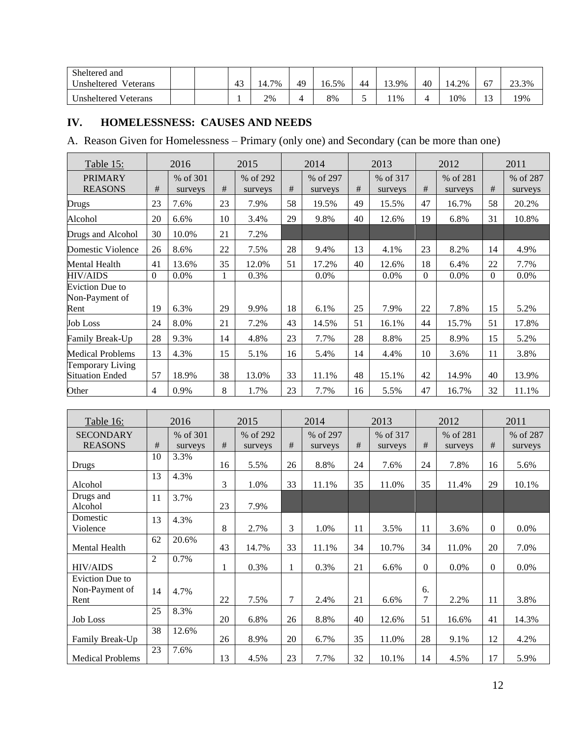| Sheltered and Unsheltered Veterans | | | 43 | 14.7% | 49 | 16.5% | 44 | 13.9% | 40 | 14.2% | 67 | 23.3% |
|---|---|---|---|---|---|---|---|---|---|---|---|---|
| Unsheltered Veterans | | | 1 | 2% | 4 | 8% | 5 | 11% | 4 | 10% | 13 | 19% |

## IV. HOMELESSNESS: CAUSES AND NEEDS

A. Reason Given for Homelessness – Primary (only one) and Secondary (can be more than one)

| Table 15: | 2016 | | 2015 | | 2014 | | 2013 | | 2012 | | 2011 | |
|---|---|---|---|---|---|---|---|---|---|---|---|---|
| PRIMARY REASONS | # | % of 301 surveys | # | % of 292 surveys | # | % of 297 surveys | # | % of 317 surveys | # | % of 281 surveys | # | % of 287 surveys |
| Drugs | 23 | 7.6% | 23 | 7.9% | 58 | 19.5% | 49 | 15.5% | 47 | 16.7% | 58 | 20.2% |
| Alcohol | 20 | 6.6% | 10 | 3.4% | 29 | 9.8% | 40 | 12.6% | 19 | 6.8% | 31 | 10.8% |
| Drugs and Alcohol | 30 | 10.0% | 21 | 7.2% | | | | | | | | |
| Domestic Violence | 26 | 8.6% | 22 | 7.5% | 28 | 9.4% | 13 | 4.1% | 23 | 8.2% | 14 | 4.9% |
| Mental Health | 41 | 13.6% | 35 | 12.0% | 51 | 17.2% | 40 | 12.6% | 18 | 6.4% | 22 | 7.7% |
| HIV/AIDS | 0 | 0.0% | 1 | 0.3% | | 0.0% | | 0.0% | 0 | 0.0% | 0 | 0.0% |
| Eviction Due to Non-Payment of Rent | 19 | 6.3% | 29 | 9.9% | 18 | 6.1% | 25 | 7.9% | 22 | 7.8% | 15 | 5.2% |
| Job Loss | 24 | 8.0% | 21 | 7.2% | 43 | 14.5% | 51 | 16.1% | 44 | 15.7% | 51 | 17.8% |
| Family Break-Up | 28 | 9.3% | 14 | 4.8% | 23 | 7.7% | 28 | 8.8% | 25 | 8.9% | 15 | 5.2% |
| Medical Problems | 13 | 4.3% | 15 | 5.1% | 16 | 5.4% | 14 | 4.4% | 10 | 3.6% | 11 | 3.8% |
| Temporary Living Situation Ended | 57 | 18.9% | 38 | 13.0% | 33 | 11.1% | 48 | 15.1% | 42 | 14.9% | 40 | 13.9% |
| Other | 4 | 0.9% | 8 | 1.7% | 23 | 7.7% | 16 | 5.5% | 47 | 16.7% | 32 | 11.1% |

| Table 16: | 2016 | | 2015 | | 2014 | | 2013 | | 2012 | | 2011 | |
|---|---|---|---|---|---|---|---|---|---|---|---|---|
| SECONDARY REASONS | # | % of 301 surveys | # | % of 292 surveys | # | % of 297 surveys | # | % of 317 surveys | # | % of 281 surveys | # | % of 287 surveys |
| Drugs | 10 | 3.3% | 16 | 5.5% | 26 | 8.8% | 24 | 7.6% | 24 | 7.8% | 16 | 5.6% |
| Alcohol | 13 | 4.3% | 3 | 1.0% | 33 | 11.1% | 35 | 11.0% | 35 | 11.4% | 29 | 10.1% |
| Drugs and Alcohol | 11 | 3.7% | 23 | 7.9% | | | | | | | | |
| Domestic Violence | 13 | 4.3% | 8 | 2.7% | 3 | 1.0% | 11 | 3.5% | 11 | 3.6% | 0 | 0.0% |
| Mental Health | 62 | 20.6% | 43 | 14.7% | 33 | 11.1% | 34 | 10.7% | 34 | 11.0% | 20 | 7.0% |
| HIV/AIDS | 2 | 0.7% | 1 | 0.3% | 1 | 0.3% | 21 | 6.6% | 0 | 0.0% | 0 | 0.0% |
| Eviction Due to Non-Payment of Rent | 14 | 4.7% | 22 | 7.5% | 7 | 2.4% | 21 | 6.6% | 6.7 | 2.2% | 11 | 3.8% |
| Job Loss | 25 | 8.3% | 20 | 6.8% | 26 | 8.8% | 40 | 12.6% | 51 | 16.6% | 41 | 14.3% |
| Family Break-Up | 38 | 12.6% | 26 | 8.9% | 20 | 6.7% | 35 | 11.0% | 28 | 9.1% | 12 | 4.2% |
| Medical Problems | 23 | 7.6% | 13 | 4.5% | 23 | 7.7% | 32 | 10.1% | 14 | 4.5% | 17 | 5.9% |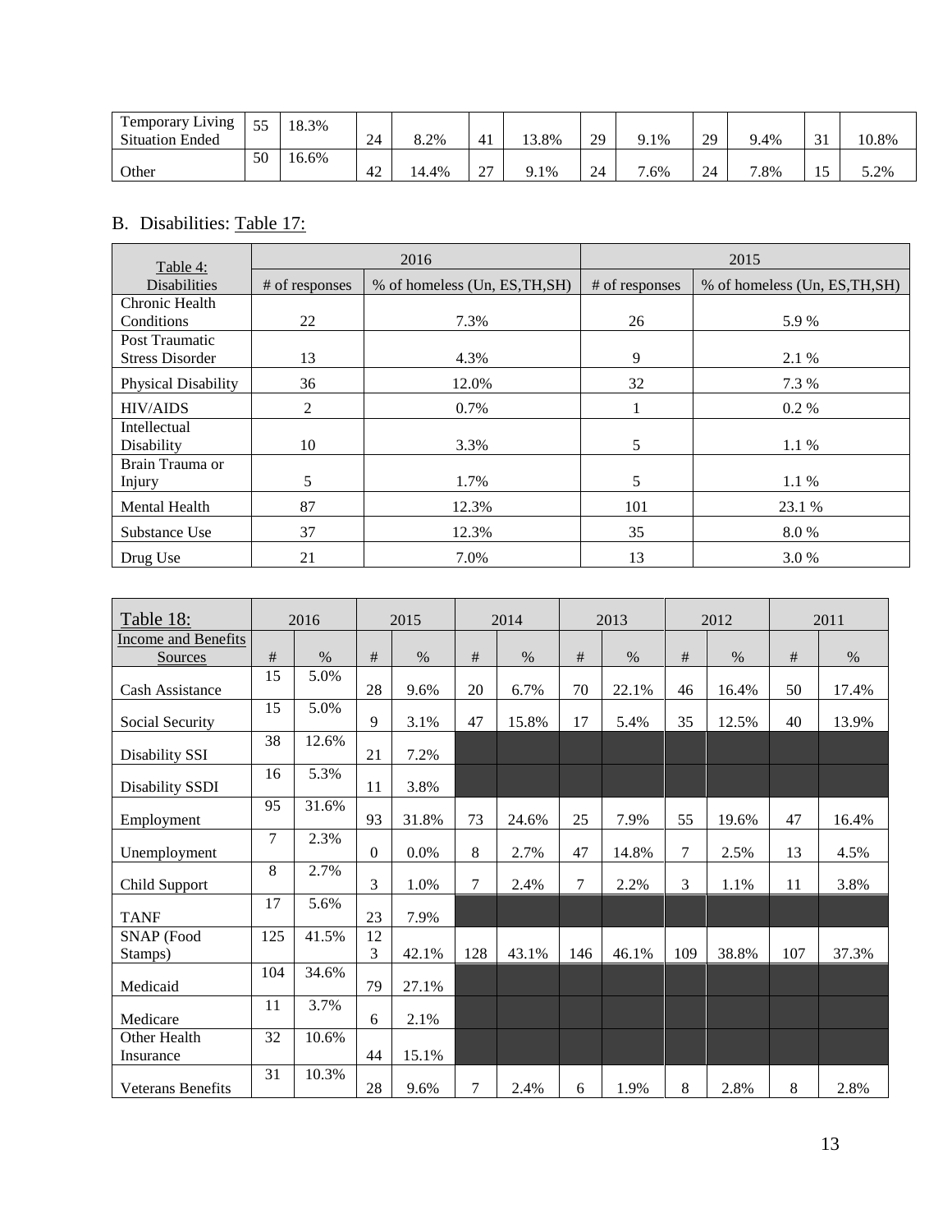| Temporary Living Situation Ended | 55 | 18.3% | 24 | 8.2% | 41 | 13.8% | 29 | 9.1% | 29 | 9.4% | 31 | 10.8% |
|---|---|---|---|---|---|---|---|---|---|---|---|---|
| Other | 50 | 16.6% | 42 | 14.4% | 27 | 9.1% | 24 | 7.6% | 24 | 7.8% | 15 | 5.2% |

## B. Disabilities: Table 17:

| Table 4: Disabilities | 2016 | | 2015 | |
|---|---|---|---|---|
| | # of responses | % of homeless (Un, ES,TH,SH) | # of responses | % of homeless (Un, ES,TH,SH) |
| Chronic Health Conditions | 22 | 7.3% | 26 | 5.9 % |
| Post Traumatic Stress Disorder | 13 | 4.3% | 9 | 2.1 % |
| Physical Disability | 36 | 12.0% | 32 | 7.3 % |
| HIV/AIDS | 2 | 0.7% | 1 | 0.2 % |
| Intellectual Disability | 10 | 3.3% | 5 | 1.1 % |
| Brain Trauma or Injury | 5 | 1.7% | 5 | 1.1 % |
| Mental Health | 87 | 12.3% | 101 | 23.1 % |
| Substance Use | 37 | 12.3% | 35 | 8.0 % |
| Drug Use | 21 | 7.0% | 13 | 3.0 % |

| Table 18: | 2016 | | 2015 | | 2014 | | 2013 | | 2012 | | 2011 | |
|---|---|---|---|---|---|---|---|---|---|---|---|---|
| Income and Benefits Sources | # | % | # | % | # | % | # | % | # | % | # | % |
| Cash Assistance | 15 | 5.0% | 28 | 9.6% | 20 | 6.7% | 70 | 22.1% | 46 | 16.4% | 50 | 17.4% |
| Social Security | 15 | 5.0% | 9 | 3.1% | 47 | 15.8% | 17 | 5.4% | 35 | 12.5% | 40 | 13.9% |
| Disability SSI | 38 | 12.6% | 21 | 7.2% | | | | | | | | |
| Disability SSDI | 16 | 5.3% | 11 | 3.8% | | | | | | | | |
| Employment | 95 | 31.6% | 93 | 31.8% | 73 | 24.6% | 25 | 7.9% | 55 | 19.6% | 47 | 16.4% |
| Unemployment | 7 | 2.3% | 0 | 0.0% | 8 | 2.7% | 47 | 14.8% | 7 | 2.5% | 13 | 4.5% |
| Child Support | 8 | 2.7% | 3 | 1.0% | 7 | 2.4% | 7 | 2.2% | 3 | 1.1% | 11 | 3.8% |
| TANF | 17 | 5.6% | 23 | 7.9% | | | | | | | | |
| SNAP (Food Stamps) | 125 | 41.5% | 123 | 42.1% | 128 | 43.1% | 146 | 46.1% | 109 | 38.8% | 107 | 37.3% |
| Medicaid | 104 | 34.6% | 79 | 27.1% | | | | | | | | |
| Medicare | 11 | 3.7% | 6 | 2.1% | | | | | | | | |
| Other Health Insurance | 32 | 10.6% | 44 | 15.1% | | | | | | | | |
| Veterans Benefits | 31 | 10.3% | 28 | 9.6% | 7 | 2.4% | 6 | 1.9% | 8 | 2.8% | 8 | 2.8% |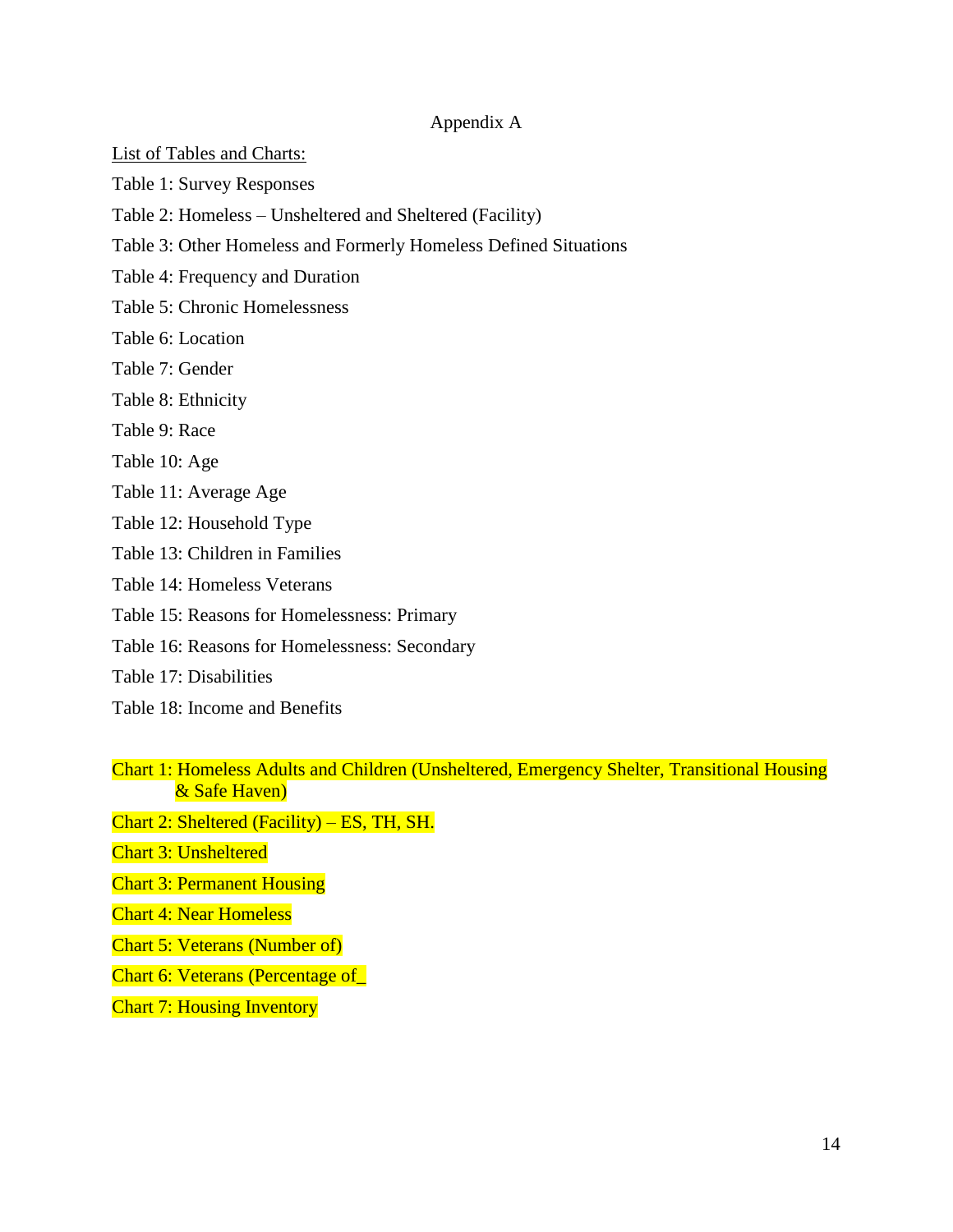# Appendix A

List of Tables and Charts:

Table 1: Survey Responses

Table 2: Homeless – Unsheltered and Sheltered (Facility)

Table 3: Other Homeless and Formerly Homeless Defined Situations

Table 4: Frequency and Duration

Table 5: Chronic Homelessness

Table 6: Location

Table 7: Gender

Table 8: Ethnicity

Table 9: Race

Table 10: Age

Table 11: Average Age

Table 12: Household Type

Table 13: Children in Families

Table 14: Homeless Veterans

Table 15: Reasons for Homelessness: Primary

Table 16: Reasons for Homelessness: Secondary

Table 17: Disabilities

Table 18: Income and Benefits

Chart 1: Homeless Adults and Children (Unsheltered, Emergency Shelter, Transitional Housing & Safe Haven)

Chart 2: Sheltered (Facility) – ES, TH, SH.

Chart 3: Unsheltered

Chart 3: Permanent Housing

Chart 4: Near Homeless

Chart 5: Veterans (Number of)

Chart 6: Veterans (Percentage of_

Chart 7: Housing Inventory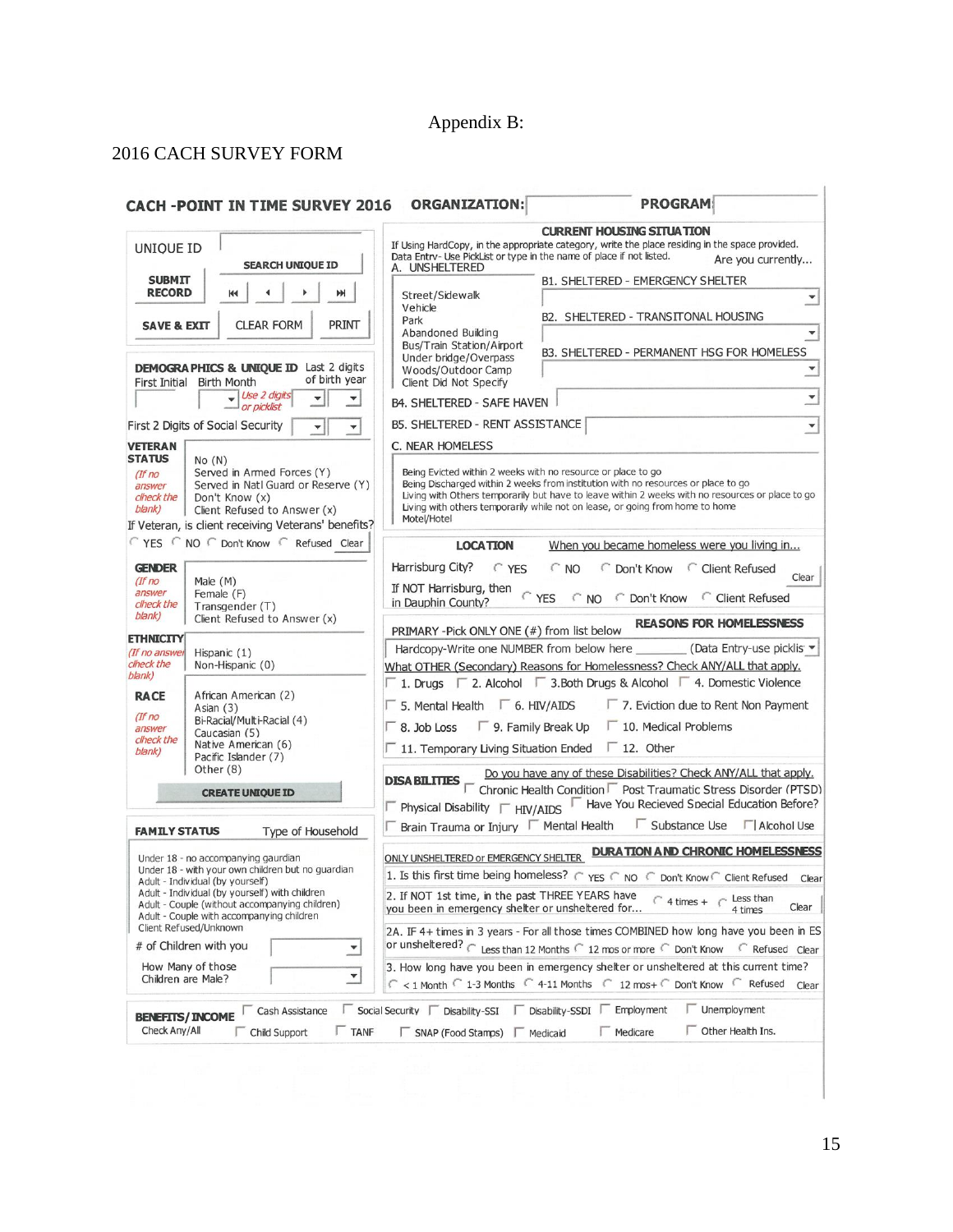Appendix B:

2016 CACH SURVEY FORM

**CACH -POINT IN TIME SURVEY 2016** **ORGANIZATION:** **PROGRAM**

UNIQUE ID

SEARCH UNIQUE ID

SUBMIT RECORD

SAVE & EXIT | CLEAR FORM | PRINT

**DEMOGRAPHICS & UNIQUE ID**
First Initial | Birth Month | Last 2 digits of birth year

*Use 2 digits or picklist*

First 2 Digits of Social Security

**VETERAN STATUS** *(If no answer check the blank)*
- No (N)
- Served in Armed Forces (Y)
- Served in Natl Guard or Reserve (Y)
- Don't Know (x)
- Client Refused to Answer (x)

If Veteran, is client receiving Veterans' benefits?
YES | NO | Don't Know | Refused | Clear

**GENDER** *(If no answer check the blank)*
- Male (M)
- Female (F)
- Transgender (T)
- Client Refused to Answer (x)

**ETHNICITY** *(If no answer check the blank)*
- Hispanic (1)
- Non-Hispanic (0)

**RACE** *(If no answer check the blank)*
- African American (2)
- Asian (3)
- Bi-Racial/Multi-Racial (4)
- Caucasian (5)
- Native American (6)
- Pacific Islander (7)
- Other (8)

CREATE UNIQUE ID

**FAMILY STATUS** Type of Household
- Under 18 - no accompanying gaurdian
- Under 18 - with your own children but no guardian
- Adult - Individual (by yourself)
- Adult - Individual (by yourself) with children
- Adult - Couple (without accompanying children)
- Adult - Couple with accompanying children
- Client Refused/Unknown

# of Children with you

How Many of those Children are Male?

**CURRENT HOUSING SITUATION**

If Using HardCopy, in the appropriate category, write the place residing in the space provided.
Data Entry- Use PickList or type in the name of place if not listed.
Are you currently...

A. UNSHELTERED
- Street/Sidewalk
- Vehicle
- Park
- Abandoned Building
- Bus/Train Station/Airport
- Under bridge/Overpass
- Woods/Outdoor Camp
- Client Did Not Specify

B1. SHELTERED - EMERGENCY SHELTER

B2. SHELTERED - TRANSITONAL HOUSING

B3. SHELTERED - PERMANENT HSG FOR HOMELESS

B4. SHELTERED - SAFE HAVEN

B5. SHELTERED - RENT ASSISTANCE

C. NEAR HOMELESS
- Being Evicted within 2 weeks with no resource or place to go
- Being Discharged within 2 weeks from institution with no resources or place to go
- Living with Others temporarily but have to leave within 2 weeks with no resources or place to go
- Living with others temporarily while not on lease, or going from home to home
- Motel/Hotel

**LOCATION** When you became homeless were you living in...

Harrisburg City? YES | NO | Don't Know | Client Refused | Clear

If NOT Harrisburg, then in Dauphin County? YES | NO | Don't Know | Client Refused

**REASONS FOR HOMELESSNESS**

PRIMARY -Pick ONLY ONE (#) from list below

Hardcopy-Write one NUMBER from below here ________ (Data Entry-use picklist)

What OTHER (Secondary) Reasons for Homelessness? Check ANY/ALL that apply.
- 1. Drugs
- 2. Alcohol
- 3. Both Drugs & Alcohol
- 4. Domestic Violence
- 5. Mental Health
- 6. HIV/AIDS
- 7. Eviction due to Rent Non Payment
- 8. Job Loss
- 9. Family Break Up
- 10. Medical Problems
- 11. Temporary Living Situation Ended
- 12. Other

**DISABILITIES** Do you have any of these Disabilities? Check ANY/ALL that apply.
- Chronic Health Condition
- Post Traumatic Stress Disorder (PTSD)
- Physical Disability
- HIV/AIDS
- Have You Recieved Special Education Before?
- Brain Trauma or Injury
- Mental Health
- Substance Use
- Alcohol Use

ONLY UNSHELTERED or EMERGENCY SHELTER **DURATION AND CHRONIC HOMELESSNESS**

1. Is this first time being homeless? YES | NO | Don't Know | Client Refused | Clear

2. If NOT 1st time, in the past THREE YEARS have you been in emergency shelter or unsheltered for... 4 times + | Less than 4 times | Clear

2A. IF 4+ times in 3 years - For all those times COMBINED how long have you been in ES or unsheltered? Less than 12 Months | 12 mos or more | Don't Know | Refused | Clear

3. How long have you been in emergency shelter or unsheltered at this current time?
< 1 Month | 1-3 Months | 4-11 Months | 12 mos+ | Don't Know | Refused | Clear

**BENEFITS/INCOME** Check Any/All
- Cash Assistance
- Social Security
- Disability-SSI
- Disability-SSDI
- Employment
- Unemployment
- Child Support
- TANF
- SNAP (Food Stamps)
- Medicaid
- Medicare
- Other Health Ins.